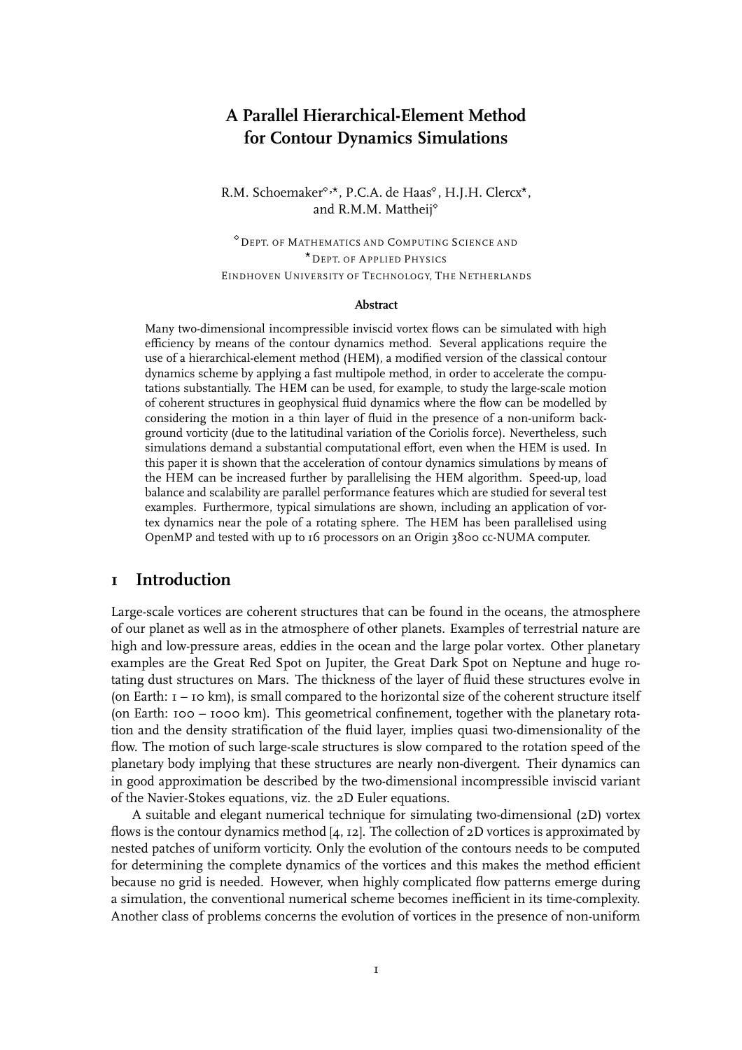# A Parallel Hierarchical-Element Method for Contour Dynamics Simulations

R.M. Schoemaker[◇,⋆], P.C.A. de Haas[◇], H.J.H. Clercx[⋆], and R.M.M. Mattheij[◇]

[◇] Dept. of Mathematics and Computing Science and
[⋆] Dept. of Applied Physics
Eindhoven University of Technology, The Netherlands

### Abstract

Many two-dimensional incompressible inviscid vortex flows can be simulated with high efficiency by means of the contour dynamics method. Several applications require the use of a hierarchical-element method (HEM), a modified version of the classical contour dynamics scheme by applying a fast multipole method, in order to accelerate the computations substantially. The HEM can be used, for example, to study the large-scale motion of coherent structures in geophysical fluid dynamics where the flow can be modelled by considering the motion in a thin layer of fluid in the presence of a non-uniform background vorticity (due to the latitudinal variation of the Coriolis force). Nevertheless, such simulations demand a substantial computational effort, even when the HEM is used. In this paper it is shown that the acceleration of contour dynamics simulations by means of the HEM can be increased further by parallelising the HEM algorithm. Speed-up, load balance and scalability are parallel performance features which are studied for several test examples. Furthermore, typical simulations are shown, including an application of vortex dynamics near the pole of a rotating sphere. The HEM has been parallelised using OpenMP and tested with up to 16 processors on an Origin 3800 cc-NUMA computer.

## 1 Introduction

Large-scale vortices are coherent structures that can be found in the oceans, the atmosphere of our planet as well as in the atmosphere of other planets. Examples of terrestrial nature are high and low-pressure areas, eddies in the ocean and the large polar vortex. Other planetary examples are the Great Red Spot on Jupiter, the Great Dark Spot on Neptune and huge rotating dust structures on Mars. The thickness of the layer of fluid these structures evolve in (on Earth: 1 – 10 km), is small compared to the horizontal size of the coherent structure itself (on Earth: 100 – 1000 km). This geometrical confinement, together with the planetary rotation and the density stratification of the fluid layer, implies quasi two-dimensionality of the flow. The motion of such large-scale structures is slow compared to the rotation speed of the planetary body implying that these structures are nearly non-divergent. Their dynamics can in good approximation be described by the two-dimensional incompressible inviscid variant of the Navier-Stokes equations, viz. the 2D Euler equations.

A suitable and elegant numerical technique for simulating two-dimensional (2D) vortex flows is the contour dynamics method [4, 12]. The collection of 2D vortices is approximated by nested patches of uniform vorticity. Only the evolution of the contours needs to be computed for determining the complete dynamics of the vortices and this makes the method efficient because no grid is needed. However, when highly complicated flow patterns emerge during a simulation, the conventional numerical scheme becomes inefficient in its time-complexity. Another class of problems concerns the evolution of vortices in the presence of non-uniform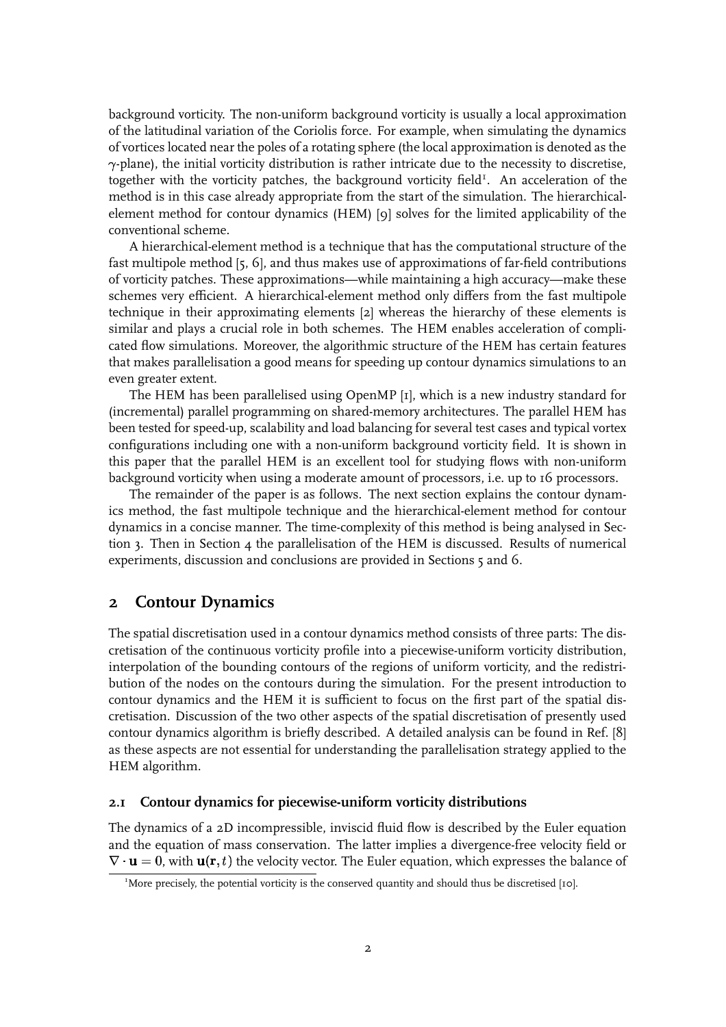background vorticity. The non-uniform background vorticity is usually a local approximation of the latitudinal variation of the Coriolis force. For example, when simulating the dynamics of vortices located near the poles of a rotating sphere (the local approximation is denoted as the $\gamma$-plane), the initial vorticity distribution is rather intricate due to the necessity to discretise, together with the vorticity patches, the background vorticity field[1]. An acceleration of the method is in this case already appropriate from the start of the simulation. The hierarchical-element method for contour dynamics (HEM) [9] solves for the limited applicability of the conventional scheme.

A hierarchical-element method is a technique that has the computational structure of the fast multipole method [5, 6], and thus makes use of approximations of far-field contributions of vorticity patches. These approximations—while maintaining a high accuracy—make these schemes very efficient. A hierarchical-element method only differs from the fast multipole technique in their approximating elements [2] whereas the hierarchy of these elements is similar and plays a crucial role in both schemes. The HEM enables acceleration of complicated flow simulations. Moreover, the algorithmic structure of the HEM has certain features that makes parallelisation a good means for speeding up contour dynamics simulations to an even greater extent.

The HEM has been parallelised using OpenMP [1], which is a new industry standard for (incremental) parallel programming on shared-memory architectures. The parallel HEM has been tested for speed-up, scalability and load balancing for several test cases and typical vortex configurations including one with a non-uniform background vorticity field. It is shown in this paper that the parallel HEM is an excellent tool for studying flows with non-uniform background vorticity when using a moderate amount of processors, i.e. up to 16 processors.

The remainder of the paper is as follows. The next section explains the contour dynamics method, the fast multipole technique and the hierarchical-element method for contour dynamics in a concise manner. The time-complexity of this method is being analysed in Section 3. Then in Section 4 the parallelisation of the HEM is discussed. Results of numerical experiments, discussion and conclusions are provided in Sections 5 and 6.

## 2 Contour Dynamics

The spatial discretisation used in a contour dynamics method consists of three parts: The discretisation of the continuous vorticity profile into a piecewise-uniform vorticity distribution, interpolation of the bounding contours of the regions of uniform vorticity, and the redistribution of the nodes on the contours during the simulation. For the present introduction to contour dynamics and the HEM it is sufficient to focus on the first part of the spatial discretisation. Discussion of the two other aspects of the spatial discretisation of presently used contour dynamics algorithm is briefly described. A detailed analysis can be found in Ref. [8] as these aspects are not essential for understanding the parallelisation strategy applied to the HEM algorithm.

### 2.1 Contour dynamics for piecewise-uniform vorticity distributions

The dynamics of a 2D incompressible, inviscid fluid flow is described by the Euler equation and the equation of mass conservation. The latter implies a divergence-free velocity field or $\nabla \cdot \mathbf{u} = 0$, with $\mathbf{u}(\mathbf{r}, t)$ the velocity vector. The Euler equation, which expresses the balance of

[1] More precisely, the potential vorticity is the conserved quantity and should thus be discretised [10].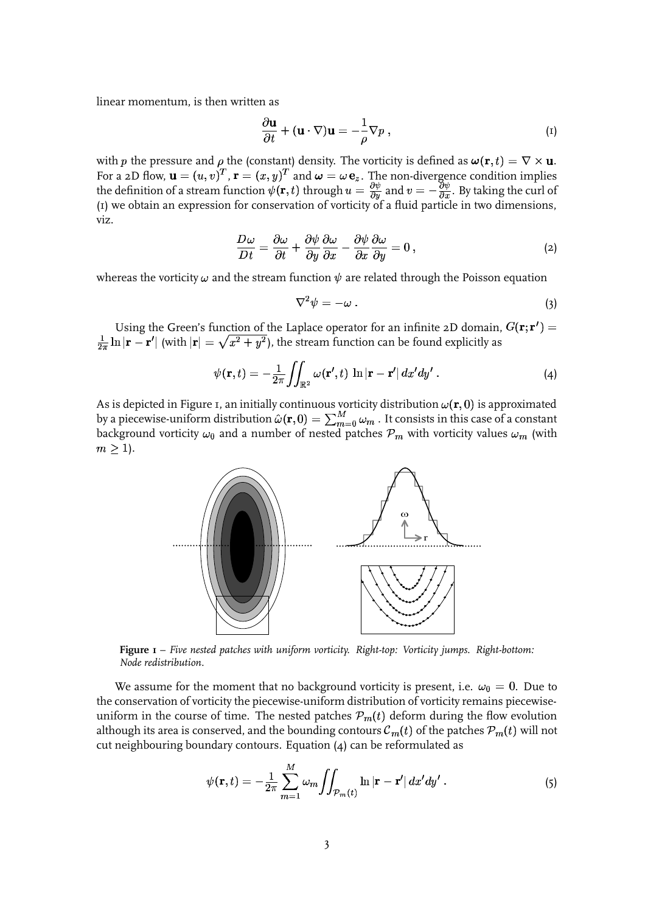linear momentum, is then written as

$$\frac{\partial \mathbf{u}}{\partial t} + (\mathbf{u} \cdot \nabla)\mathbf{u} = -\frac{1}{\rho}\nabla p \,, \tag{1}$$

with $p$ the pressure and $\rho$ the (constant) density. The vorticity is defined as $\boldsymbol{\omega}(\mathbf{r}, t) = \nabla \times \mathbf{u}$. For a 2D flow, $\mathbf{u} = (u, v)^T$, $\mathbf{r} = (x, y)^T$ and $\boldsymbol{\omega} = \omega\, \mathbf{e}_z$. The non-divergence condition implies the definition of a stream function $\psi(\mathbf{r}, t)$ through $u = \frac{\partial \psi}{\partial y}$ and $v = -\frac{\partial \psi}{\partial x}$. By taking the curl of (1) we obtain an expression for conservation of vorticity of a fluid particle in two dimensions, viz.

$$\frac{D\omega}{Dt} = \frac{\partial \omega}{\partial t} + \frac{\partial \psi}{\partial y}\frac{\partial \omega}{\partial x} - \frac{\partial \psi}{\partial x}\frac{\partial \omega}{\partial y} = 0 \,, \tag{2}$$

whereas the vorticity $\omega$ and the stream function $\psi$ are related through the Poisson equation

$$\nabla^2 \psi = -\omega \,. \tag{3}$$

Using the Green's function of the Laplace operator for an infinite 2D domain, $G(\mathbf{r}; \mathbf{r}') = \frac{1}{2\pi} \ln |\mathbf{r} - \mathbf{r}'|$ (with $|\mathbf{r}| = \sqrt{x^2 + y^2}$), the stream function can be found explicitly as

$$\psi(\mathbf{r}, t) = -\frac{1}{2\pi} \iint_{\mathbb{R}^2} \omega(\mathbf{r}', t)\, \ln |\mathbf{r} - \mathbf{r}'| \, dx' dy' \,. \tag{4}$$

As is depicted in Figure 1, an initially continuous vorticity distribution $\omega(\mathbf{r}, 0)$ is approximated by a piecewise-uniform distribution $\hat{\omega}(\mathbf{r}, 0) = \sum_{m=0}^{M} \omega_m$ . It consists in this case of a constant background vorticity $\omega_0$ and a number of nested patches $\mathcal{P}_m$ with vorticity values $\omega_m$ (with $m \geq 1$).

**Figure 1** – *Five nested patches with uniform vorticity. Right-top: Vorticity jumps. Right-bottom: Node redistribution.*

We assume for the moment that no background vorticity is present, i.e. $\omega_0 = 0$. Due to the conservation of vorticity the piecewise-uniform distribution of vorticity remains piecewise-uniform in the course of time. The nested patches $\mathcal{P}_m(t)$ deform during the flow evolution although its area is conserved, and the bounding contours $\mathcal{C}_m(t)$ of the patches $\mathcal{P}_m(t)$ will not cut neighbouring boundary contours. Equation (4) can be reformulated as

$$\psi(\mathbf{r}, t) = -\frac{1}{2\pi} \sum_{m=1}^{M} \omega_m \iint_{\mathcal{P}_m(t)} \ln |\mathbf{r} - \mathbf{r}'| \, dx' dy' \,. \tag{5}$$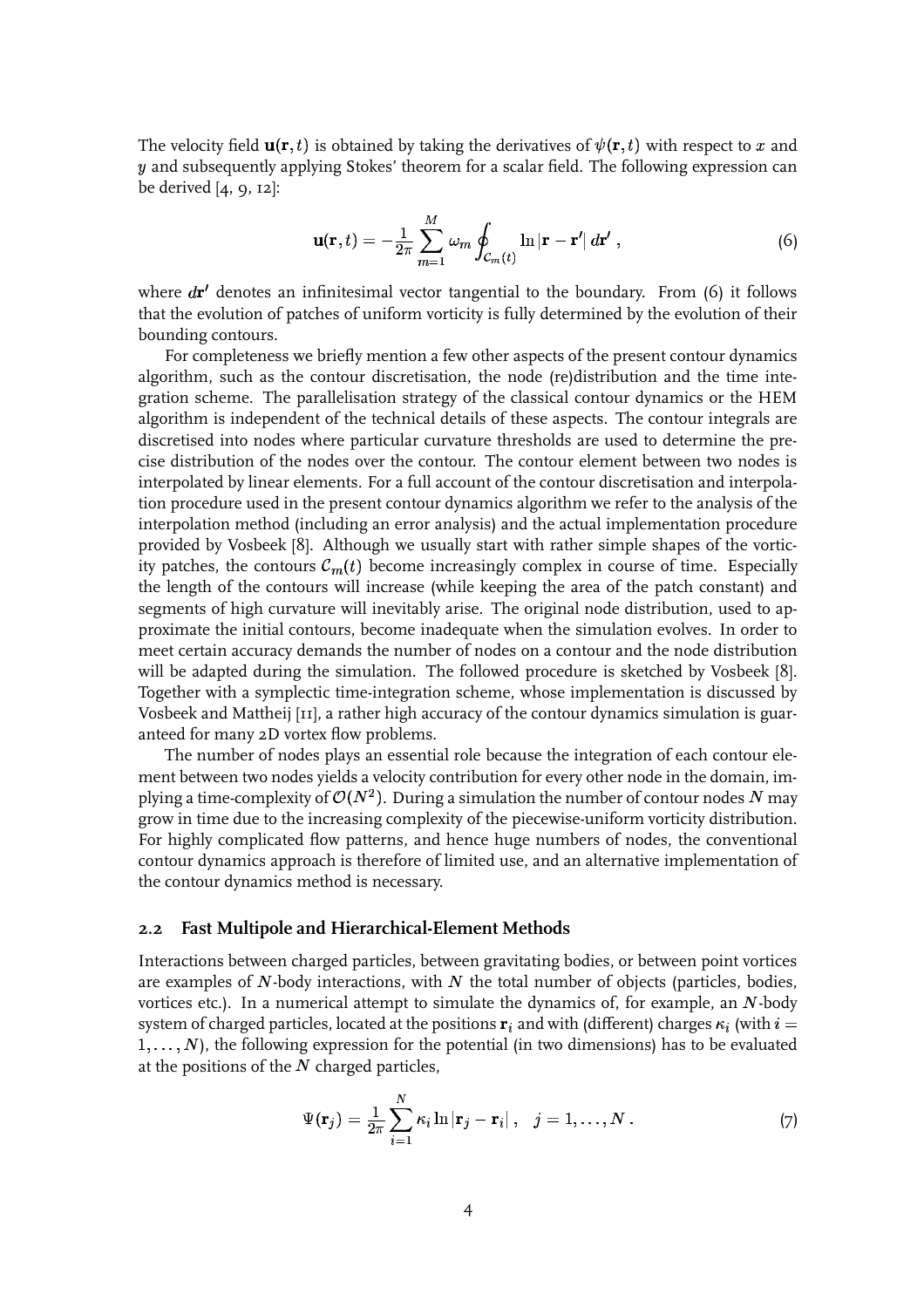The velocity field $\mathbf{u}(\mathbf{r}, t)$ is obtained by taking the derivatives of $\psi(\mathbf{r}, t)$ with respect to $x$ and $y$ and subsequently applying Stokes' theorem for a scalar field. The following expression can be derived [4, 9, 12]:

$$\mathbf{u}(\mathbf{r}, t) = -\frac{1}{2\pi} \sum_{m=1}^{M} \omega_m \oint_{\mathcal{C}_m(t)} \ln |\mathbf{r} - \mathbf{r}'| \, d\mathbf{r}' \,, \tag{6}$$

where $d\mathbf{r}'$ denotes an infinitesimal vector tangential to the boundary. From (6) it follows that the evolution of patches of uniform vorticity is fully determined by the evolution of their bounding contours.

For completeness we briefly mention a few other aspects of the present contour dynamics algorithm, such as the contour discretisation, the node (re)distribution and the time integration scheme. The parallelisation strategy of the classical contour dynamics or the HEM algorithm is independent of the technical details of these aspects. The contour integrals are discretised into nodes where particular curvature thresholds are used to determine the precise distribution of the nodes over the contour. The contour element between two nodes is interpolated by linear elements. For a full account of the contour discretisation and interpolation procedure used in the present contour dynamics algorithm we refer to the analysis of the interpolation method (including an error analysis) and the actual implementation procedure provided by Vosbeek [8]. Although we usually start with rather simple shapes of the vorticity patches, the contours $\mathcal{C}_m(t)$ become increasingly complex in course of time. Especially the length of the contours will increase (while keeping the area of the patch constant) and segments of high curvature will inevitably arise. The original node distribution, used to approximate the initial contours, become inadequate when the simulation evolves. In order to meet certain accuracy demands the number of nodes on a contour and the node distribution will be adapted during the simulation. The followed procedure is sketched by Vosbeek [8]. Together with a symplectic time-integration scheme, whose implementation is discussed by Vosbeek and Mattheij [11], a rather high accuracy of the contour dynamics simulation is guaranteed for many 2D vortex flow problems.

The number of nodes plays an essential role because the integration of each contour element between two nodes yields a velocity contribution for every other node in the domain, implying a time-complexity of $\mathcal{O}(N^2)$. During a simulation the number of contour nodes $N$ may grow in time due to the increasing complexity of the piecewise-uniform vorticity distribution. For highly complicated flow patterns, and hence huge numbers of nodes, the conventional contour dynamics approach is therefore of limited use, and an alternative implementation of the contour dynamics method is necessary.

### 2.2 Fast Multipole and Hierarchical-Element Methods

Interactions between charged particles, between gravitating bodies, or between point vortices are examples of $N$-body interactions, with $N$ the total number of objects (particles, bodies, vortices etc.). In a numerical attempt to simulate the dynamics of, for example, an $N$-body system of charged particles, located at the positions $\mathbf{r}_i$ and with (different) charges $\kappa_i$ (with $i = 1, \ldots, N$), the following expression for the potential (in two dimensions) has to be evaluated at the positions of the $N$ charged particles,

$$\Psi(\mathbf{r}_j) = \frac{1}{2\pi} \sum_{i=1}^{N} \kappa_i \ln |\mathbf{r}_j - \mathbf{r}_i| \,, \quad j = 1, \ldots, N \,. \tag{7}$$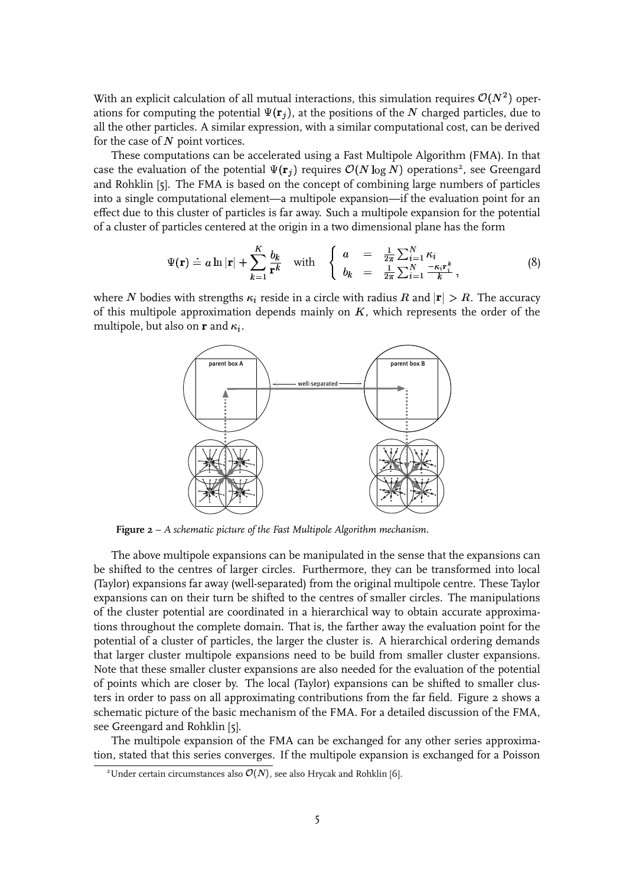With an explicit calculation of all mutual interactions, this simulation requires $\mathcal{O}(N^2)$ operations for computing the potential $\Psi(\mathbf{r}_j)$, at the positions of the $N$ charged particles, due to all the other particles. A similar expression, with a similar computational cost, can be derived for the case of $N$ point vortices.

These computations can be accelerated using a Fast Multipole Algorithm (FMA). In that case the evaluation of the potential $\Psi(\mathbf{r}_j)$ requires $\mathcal{O}(N \log N)$ operations[2], see Greengard and Rohklin [5]. The FMA is based on the concept of combining large numbers of particles into a single computational element—a multipole expansion—if the evaluation point for an effect due to this cluster of particles is far away. Such a multipole expansion for the potential of a cluster of particles centered at the origin in a two dimensional plane has the form

$$\Psi(\mathbf{r}) \doteq a \ln|\mathbf{r}| + \sum_{k=1}^{K} \frac{b_k}{\mathbf{r}^k} \quad \text{with} \quad \left\{ \begin{array}{lcl} a & = & \frac{1}{2\pi} \sum_{i=1}^{N} \kappa_i \\ b_k & = & \frac{1}{2\pi} \sum_{i=1}^{N} \frac{-\kappa_i \mathbf{r}_i^k}{k}, \end{array} \right. \tag{8}$$

where $N$ bodies with strengths $\kappa_i$ reside in a circle with radius $R$ and $|\mathbf{r}| > R$. The accuracy of this multipole approximation depends mainly on $K$, which represents the order of the multipole, but also on $\mathbf{r}$ and $\kappa_i$.

**Figure 2** – *A schematic picture of the Fast Multipole Algorithm mechanism.*

The above multipole expansions can be manipulated in the sense that the expansions can be shifted to the centres of larger circles. Furthermore, they can be transformed into local (Taylor) expansions far away (well-separated) from the original multipole centre. These Taylor expansions can on their turn be shifted to the centres of smaller circles. The manipulations of the cluster potential are coordinated in a hierarchical way to obtain accurate approximations throughout the complete domain. That is, the farther away the evaluation point for the potential of a cluster of particles, the larger the cluster is. A hierarchical ordering demands that larger cluster multipole expansions need to be build from smaller cluster expansions. Note that these smaller cluster expansions are also needed for the evaluation of the potential of points which are closer by. The local (Taylor) expansions can be shifted to smaller clusters in order to pass on all approximating contributions from the far field. Figure 2 shows a schematic picture of the basic mechanism of the FMA. For a detailed discussion of the FMA, see Greengard and Rohklin [5].

The multipole expansion of the FMA can be exchanged for any other series approximation, stated that this series converges. If the multipole expansion is exchanged for a Poisson

[2] Under certain circumstances also $\mathcal{O}(N)$, see also Hrycak and Rohklin [6].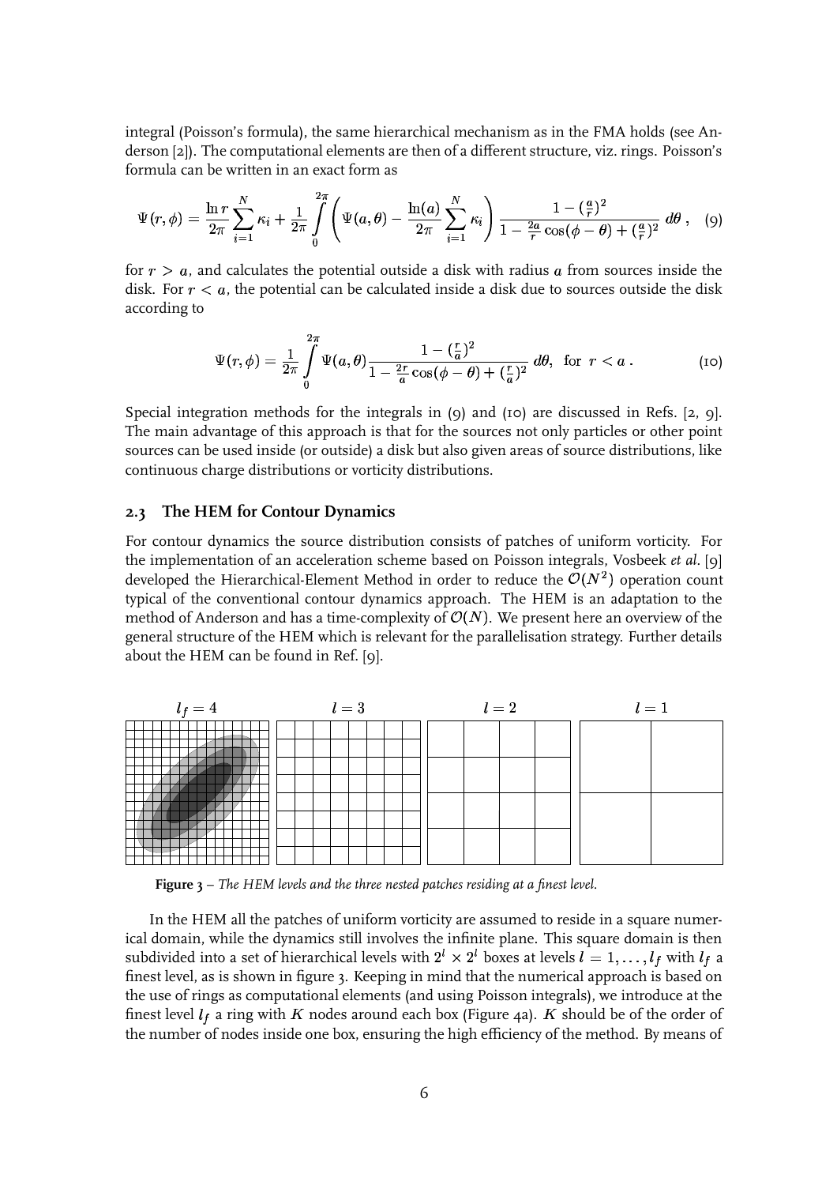integral (Poisson's formula), the same hierarchical mechanism as in the FMA holds (see Anderson [2]). The computational elements are then of a different structure, viz. rings. Poisson's formula can be written in an exact form as

$$\Psi(r,\phi) = \frac{\ln r}{2\pi}\sum_{i=1}^{N}\kappa_i + \frac{1}{2\pi}\int_0^{2\pi}\left(\Psi(a,\theta) - \frac{\ln(a)}{2\pi}\sum_{i=1}^{N}\kappa_i\right)\frac{1-(\frac{a}{r})^2}{1-\frac{2a}{r}\cos(\phi-\theta)+(\frac{a}{r})^2}\,d\theta\,, \quad (9)$$

for $r > a$, and calculates the potential outside a disk with radius $a$ from sources inside the disk. For $r < a$, the potential can be calculated inside a disk due to sources outside the disk according to

$$\Psi(r,\phi) = \frac{1}{2\pi}\int_0^{2\pi}\Psi(a,\theta)\frac{1-(\frac{r}{a})^2}{1-\frac{2r}{a}\cos(\phi-\theta)+(\frac{r}{a})^2}\,d\theta, \ \text{for} \ r < a\,. \quad (10)$$

Special integration methods for the integrals in (9) and (10) are discussed in Refs. [2, 9]. The main advantage of this approach is that for the sources not only particles or other point sources can be used inside (or outside) a disk but also given areas of source distributions, like continuous charge distributions or vorticity distributions.

### 2.3 The HEM for Contour Dynamics

For contour dynamics the source distribution consists of patches of uniform vorticity. For the implementation of an acceleration scheme based on Poisson integrals, Vosbeek *et al.* [9] developed the Hierarchical-Element Method in order to reduce the $\mathcal{O}(N^2)$ operation count typical of the conventional contour dynamics approach. The HEM is an adaptation to the method of Anderson and has a time-complexity of $\mathcal{O}(N)$. We present here an overview of the general structure of the HEM which is relevant for the parallelisation strategy. Further details about the HEM can be found in Ref. [9].

$l_f = 4$ $\quad l = 3$ $\quad l = 2$ $\quad l = 1$

**Figure 3** – *The HEM levels and the three nested patches residing at a finest level.*

In the HEM all the patches of uniform vorticity are assumed to reside in a square numerical domain, while the dynamics still involves the infinite plane. This square domain is then subdivided into a set of hierarchical levels with $2^l \times 2^l$ boxes at levels $l = 1, \ldots, l_f$ with $l_f$ a finest level, as is shown in figure 3. Keeping in mind that the numerical approach is based on the use of rings as computational elements (and using Poisson integrals), we introduce at the finest level $l_f$ a ring with $K$ nodes around each box (Figure 4a). $K$ should be of the order of the number of nodes inside one box, ensuring the high efficiency of the method. By means of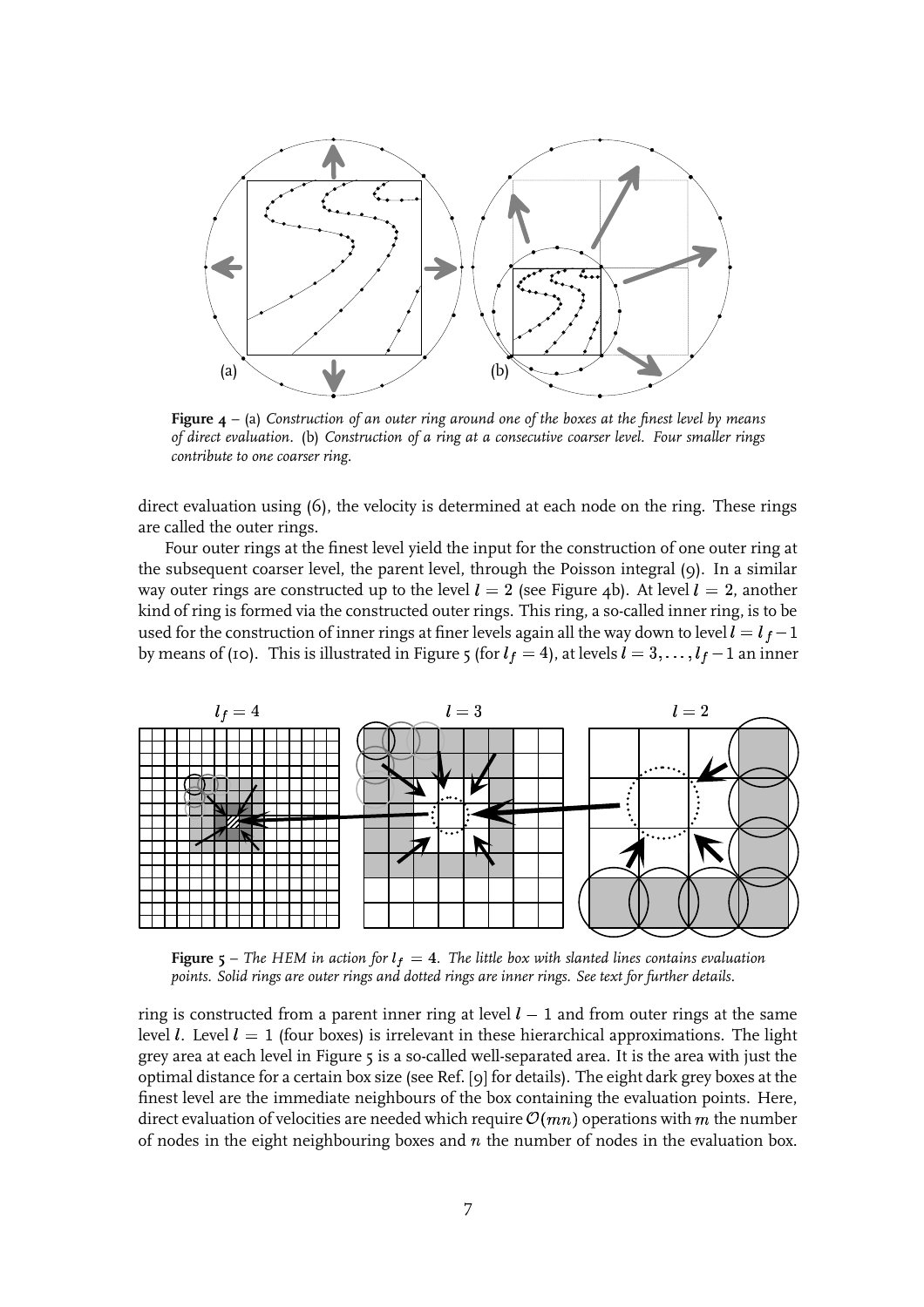**Figure 4** – (a) *Construction of an outer ring around one of the boxes at the finest level by means of direct evaluation.* (b) *Construction of a ring at a consecutive coarser level. Four smaller rings contribute to one coarser ring.*

direct evaluation using (6), the velocity is determined at each node on the ring. These rings are called the outer rings.

Four outer rings at the finest level yield the input for the construction of one outer ring at the subsequent coarser level, the parent level, through the Poisson integral (9). In a similar way outer rings are constructed up to the level $l = 2$ (see Figure 4b). At level $l = 2$, another kind of ring is formed via the constructed outer rings. This ring, a so-called inner ring, is to be used for the construction of inner rings at finer levels again all the way down to level $l = l_f - 1$ by means of (10). This is illustrated in Figure 5 (for $l_f = 4$), at levels $l = 3, \ldots, l_f - 1$ an inner

**Figure 5** – *The HEM in action for $l_f = 4$. The little box with slanted lines contains evaluation points. Solid rings are outer rings and dotted rings are inner rings. See text for further details.*

ring is constructed from a parent inner ring at level $l - 1$ and from outer rings at the same level $l$. Level $l = 1$ (four boxes) is irrelevant in these hierarchical approximations. The light grey area at each level in Figure 5 is a so-called well-separated area. It is the area with just the optimal distance for a certain box size (see Ref. [9] for details). The eight dark grey boxes at the finest level are the immediate neighbours of the box containing the evaluation points. Here, direct evaluation of velocities are needed which require $\mathcal{O}(mn)$ operations with $m$ the number of nodes in the eight neighbouring boxes and $n$ the number of nodes in the evaluation box.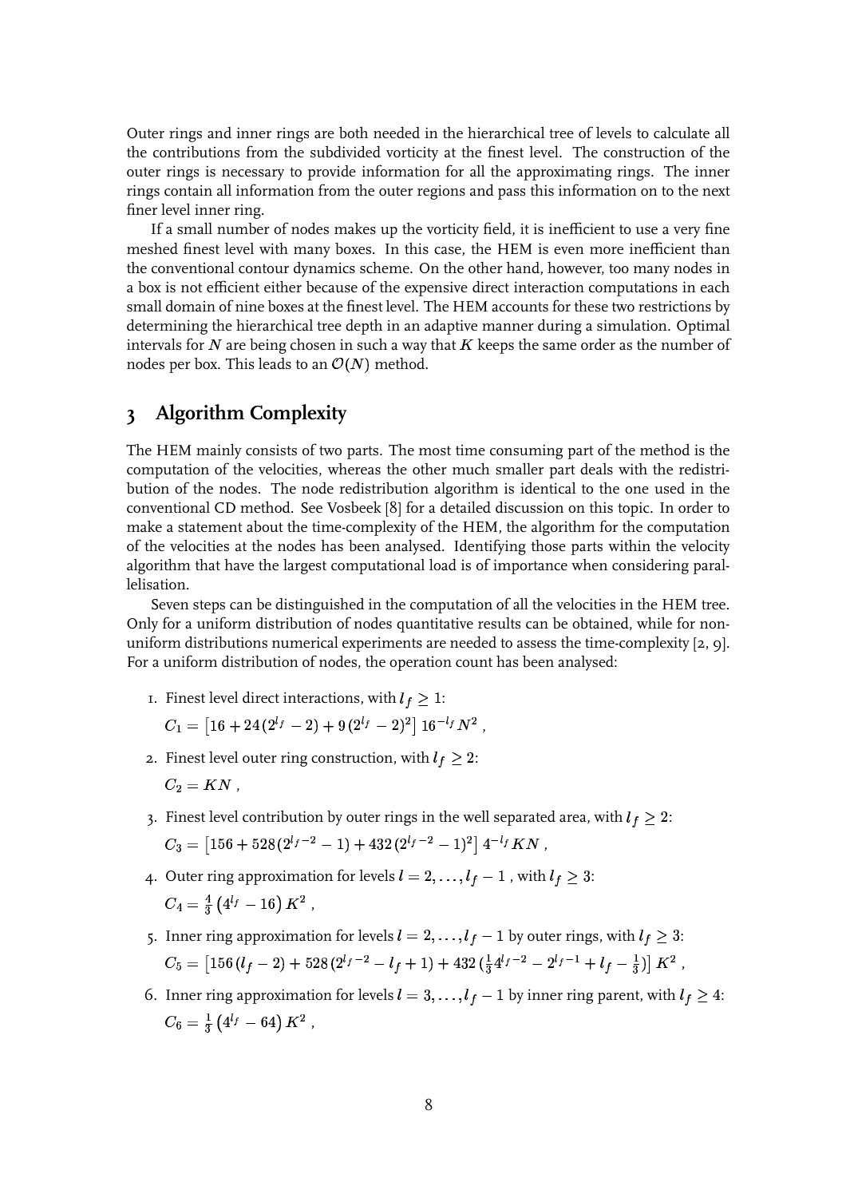Outer rings and inner rings are both needed in the hierarchical tree of levels to calculate all the contributions from the subdivided vorticity at the finest level. The construction of the outer rings is necessary to provide information for all the approximating rings. The inner rings contain all information from the outer regions and pass this information on to the next finer level inner ring.

If a small number of nodes makes up the vorticity field, it is inefficient to use a very fine meshed finest level with many boxes. In this case, the HEM is even more inefficient than the conventional contour dynamics scheme. On the other hand, however, too many nodes in a box is not efficient either because of the expensive direct interaction computations in each small domain of nine boxes at the finest level. The HEM accounts for these two restrictions by determining the hierarchical tree depth in an adaptive manner during a simulation. Optimal intervals for $N$ are being chosen in such a way that $K$ keeps the same order as the number of nodes per box. This leads to an $\mathcal{O}(N)$ method.

## 3 Algorithm Complexity

The HEM mainly consists of two parts. The most time consuming part of the method is the computation of the velocities, whereas the other much smaller part deals with the redistribution of the nodes. The node redistribution algorithm is identical to the one used in the conventional CD method. See Vosbeek [8] for a detailed discussion on this topic. In order to make a statement about the time-complexity of the HEM, the algorithm for the computation of the velocities at the nodes has been analysed. Identifying those parts within the velocity algorithm that have the largest computational load is of importance when considering parallelisation.

Seven steps can be distinguished in the computation of all the velocities in the HEM tree. Only for a uniform distribution of nodes quantitative results can be obtained, while for non-uniform distributions numerical experiments are needed to assess the time-complexity [2, 9]. For a uniform distribution of nodes, the operation count has been analysed:

1. Finest level direct interactions, with $l_f \geq 1$:

   $C_1 = \left[16 + 24\,(2^{l_f} - 2) + 9\,(2^{l_f} - 2)^2\right] 16^{-l_f} N^2$ ,

2. Finest level outer ring construction, with $l_f \geq 2$:

   $C_2 = KN$ ,

3. Finest level contribution by outer rings in the well separated area, with $l_f \geq 2$:

   $C_3 = \left[156 + 528\,(2^{l_f-2} - 1) + 432\,(2^{l_f-2} - 1)^2\right] 4^{-l_f} KN$ ,

4. Outer ring approximation for levels $l = 2, \ldots, l_f - 1$ , with $l_f \geq 3$:

   $C_4 = \frac{4}{3}\left(4^{l_f} - 16\right) K^2$ ,

5. Inner ring approximation for levels $l = 2, \ldots, l_f - 1$ by outer rings, with $l_f \geq 3$:

   $C_5 = \left[156\,(l_f - 2) + 528\,(2^{l_f-2} - l_f + 1) + 432\,(\frac{1}{3}4^{l_f-2} - 2^{l_f-1} + l_f - \frac{1}{3})\right] K^2$ ,

6. Inner ring approximation for levels $l = 3, \ldots, l_f - 1$ by inner ring parent, with $l_f \geq 4$:

   $C_6 = \frac{1}{3}\left(4^{l_f} - 64\right) K^2$ ,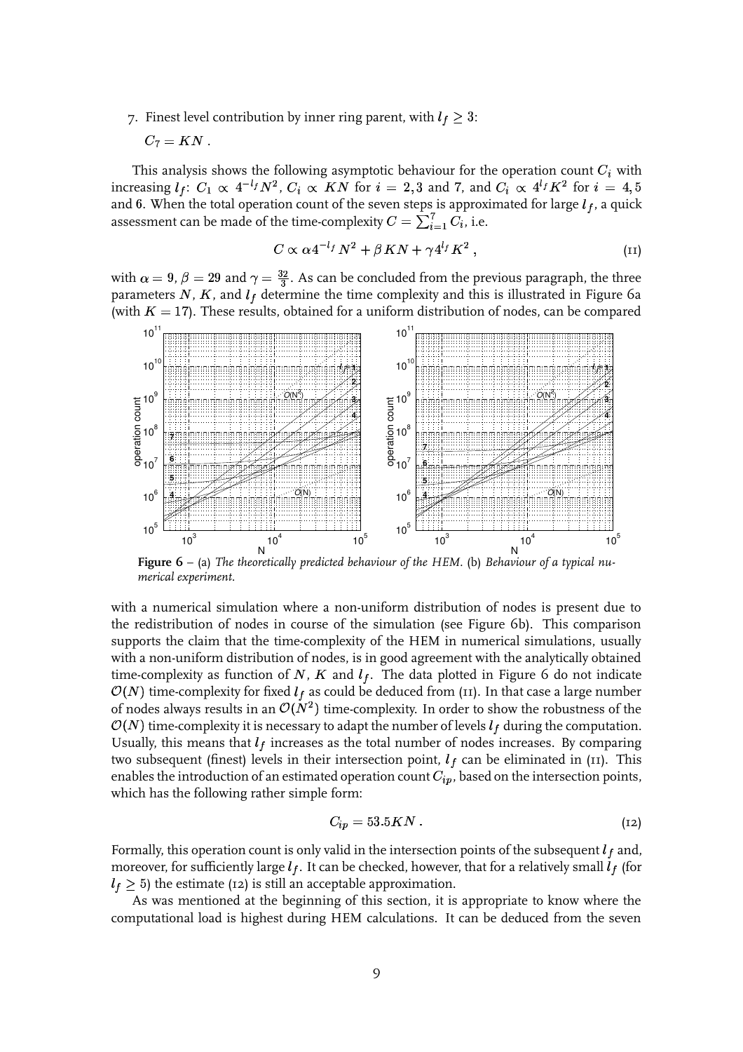7. Finest level contribution by inner ring parent, with $l_f \geq 3$:

   $C_7 = KN$ .

This analysis shows the following asymptotic behaviour for the operation count $C_i$ with increasing $l_f$: $C_1 \propto 4^{-l_f}N^2$, $C_i \propto KN$ for $i = 2, 3$ and 7, and $C_i \propto 4^{l_f}K^2$ for $i = 4, 5$ and 6. When the total operation count of the seven steps is approximated for large $l_f$, a quick assessment can be made of the time-complexity $C = \sum_{i=1}^{7} C_i$, i.e.

$$C \propto \alpha 4^{-l_f} N^2 + \beta KN + \gamma 4^{l_f} K^2 \,, \tag{11}$$

with $\alpha = 9$, $\beta = 29$ and $\gamma = \frac{32}{3}$. As can be concluded from the previous paragraph, the three parameters $N$, $K$, and $l_f$ determine the time complexity and this is illustrated in Figure 6a (with $K = 17$). These results, obtained for a uniform distribution of nodes, can be compared

**Figure 6** – (a) *The theoretically predicted behaviour of the HEM.* (b) *Behaviour of a typical numerical experiment.*

with a numerical simulation where a non-uniform distribution of nodes is present due to the redistribution of nodes in course of the simulation (see Figure 6b). This comparison supports the claim that the time-complexity of the HEM in numerical simulations, usually with a non-uniform distribution of nodes, is in good agreement with the analytically obtained time-complexity as function of $N$, $K$ and $l_f$. The data plotted in Figure 6 do not indicate $\mathcal{O}(N)$ time-complexity for fixed $l_f$ as could be deduced from (11). In that case a large number of nodes always results in an $\mathcal{O}(N^2)$ time-complexity. In order to show the robustness of the $\mathcal{O}(N)$ time-complexity it is necessary to adapt the number of levels $l_f$ during the computation. Usually, this means that $l_f$ increases as the total number of nodes increases. By comparing two subsequent (finest) levels in their intersection point, $l_f$ can be eliminated in (11). This enables the introduction of an estimated operation count $C_{ip}$, based on the intersection points, which has the following rather simple form:

$$C_{ip} = 53.5KN \,. \tag{12}$$

Formally, this operation count is only valid in the intersection points of the subsequent $l_f$ and, moreover, for sufficiently large $l_f$. It can be checked, however, that for a relatively small $l_f$ (for $l_f \geq 5$) the estimate (12) is still an acceptable approximation.

As was mentioned at the beginning of this section, it is appropriate to know where the computational load is highest during HEM calculations. It can be deduced from the seven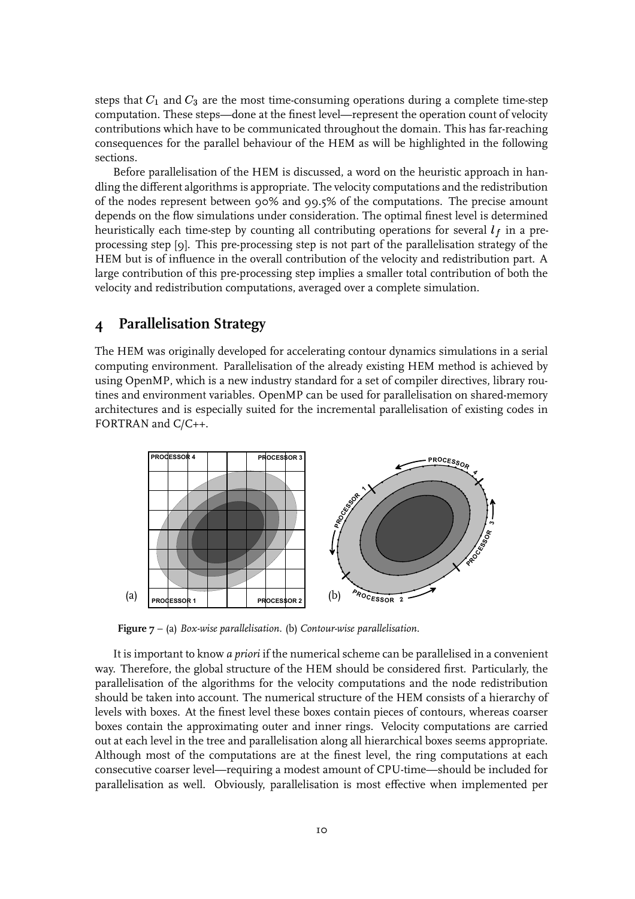steps that $C_1$ and $C_3$ are the most time-consuming operations during a complete time-step computation. These steps—done at the finest level—represent the operation count of velocity contributions which have to be communicated throughout the domain. This has far-reaching consequences for the parallel behaviour of the HEM as will be highlighted in the following sections.

Before parallelisation of the HEM is discussed, a word on the heuristic approach in handling the different algorithms is appropriate. The velocity computations and the redistribution of the nodes represent between 90% and 99.5% of the computations. The precise amount depends on the flow simulations under consideration. The optimal finest level is determined heuristically each time-step by counting all contributing operations for several $l_f$ in a pre-processing step [9]. This pre-processing step is not part of the parallelisation strategy of the HEM but is of influence in the overall contribution of the velocity and redistribution part. A large contribution of this pre-processing step implies a smaller total contribution of both the velocity and redistribution computations, averaged over a complete simulation.

## 4 Parallelisation Strategy

The HEM was originally developed for accelerating contour dynamics simulations in a serial computing environment. Parallelisation of the already existing HEM method is achieved by using OpenMP, which is a new industry standard for a set of compiler directives, library routines and environment variables. OpenMP can be used for parallelisation on shared-memory architectures and is especially suited for the incremental parallelisation of existing codes in FORTRAN and C/C++.

**Figure 7** – (a) *Box-wise parallelisation.* (b) *Contour-wise parallelisation.*

It is important to know *a priori* if the numerical scheme can be parallelised in a convenient way. Therefore, the global structure of the HEM should be considered first. Particularly, the parallelisation of the algorithms for the velocity computations and the node redistribution should be taken into account. The numerical structure of the HEM consists of a hierarchy of levels with boxes. At the finest level these boxes contain pieces of contours, whereas coarser boxes contain the approximating outer and inner rings. Velocity computations are carried out at each level in the tree and parallelisation along all hierarchical boxes seems appropriate. Although most of the computations are at the finest level, the ring computations at each consecutive coarser level—requiring a modest amount of CPU-time—should be included for parallelisation as well. Obviously, parallelisation is most effective when implemented per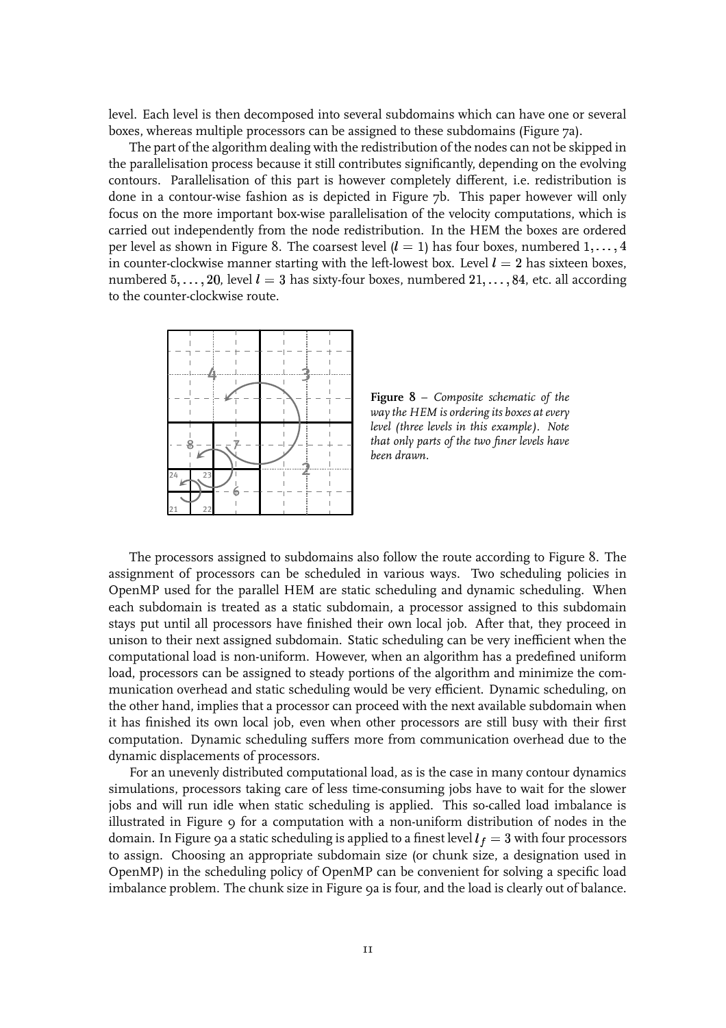level. Each level is then decomposed into several subdomains which can have one or several boxes, whereas multiple processors can be assigned to these subdomains (Figure 7a).

The part of the algorithm dealing with the redistribution of the nodes can not be skipped in the parallelisation process because it still contributes significantly, depending on the evolving contours. Parallelisation of this part is however completely different, i.e. redistribution is done in a contour-wise fashion as is depicted in Figure 7b. This paper however will only focus on the more important box-wise parallelisation of the velocity computations, which is carried out independently from the node redistribution. In the HEM the boxes are ordered per level as shown in Figure 8. The coarsest level ($l = 1$) has four boxes, numbered $1, \ldots, 4$ in counter-clockwise manner starting with the left-lowest box. Level $l = 2$ has sixteen boxes, numbered $5, \ldots, 20$, level $l = 3$ has sixty-four boxes, numbered $21, \ldots, 84$, etc. all according to the counter-clockwise route.

**Figure 8** – *Composite schematic of the way the HEM is ordering its boxes at every level (three levels in this example). Note that only parts of the two finer levels have been drawn.*

The processors assigned to subdomains also follow the route according to Figure 8. The assignment of processors can be scheduled in various ways. Two scheduling policies in OpenMP used for the parallel HEM are static scheduling and dynamic scheduling. When each subdomain is treated as a static subdomain, a processor assigned to this subdomain stays put until all processors have finished their own local job. After that, they proceed in unison to their next assigned subdomain. Static scheduling can be very inefficient when the computational load is non-uniform. However, when an algorithm has a predefined uniform load, processors can be assigned to steady portions of the algorithm and minimize the communication overhead and static scheduling would be very efficient. Dynamic scheduling, on the other hand, implies that a processor can proceed with the next available subdomain when it has finished its own local job, even when other processors are still busy with their first computation. Dynamic scheduling suffers more from communication overhead due to the dynamic displacements of processors.

For an unevenly distributed computational load, as is the case in many contour dynamics simulations, processors taking care of less time-consuming jobs have to wait for the slower jobs and will run idle when static scheduling is applied. This so-called load imbalance is illustrated in Figure 9 for a computation with a non-uniform distribution of nodes in the domain. In Figure 9a a static scheduling is applied to a finest level $l_f = 3$ with four processors to assign. Choosing an appropriate subdomain size (or chunk size, a designation used in OpenMP) in the scheduling policy of OpenMP can be convenient for solving a specific load imbalance problem. The chunk size in Figure 9a is four, and the load is clearly out of balance.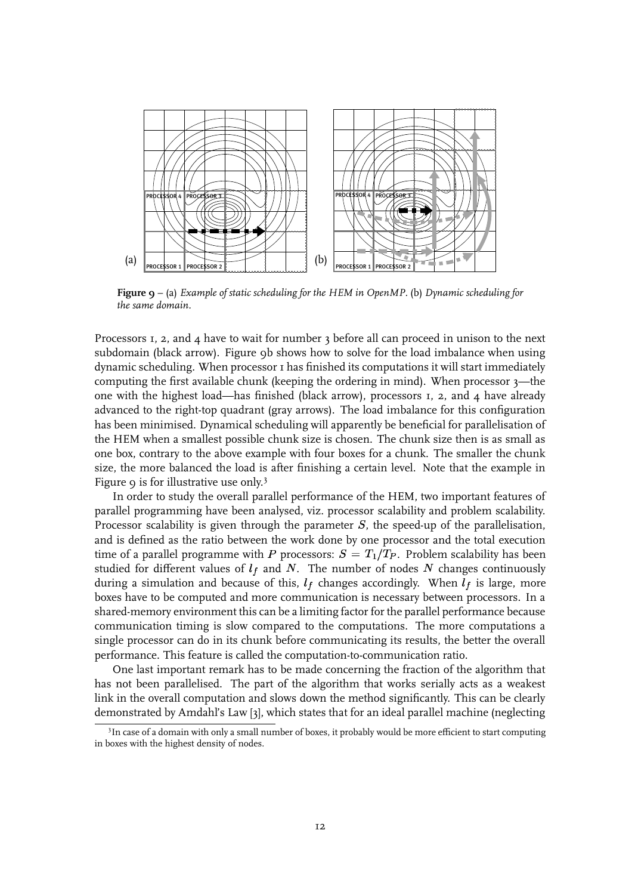**Figure 9** – (a) *Example of static scheduling for the HEM in OpenMP*. (b) *Dynamic scheduling for the same domain*.

Processors 1, 2, and 4 have to wait for number 3 before all can proceed in unison to the next subdomain (black arrow). Figure 9b shows how to solve for the load imbalance when using dynamic scheduling. When processor 1 has finished its computations it will start immediately computing the first available chunk (keeping the ordering in mind). When processor 3—the one with the highest load—has finished (black arrow), processors 1, 2, and 4 have already advanced to the right-top quadrant (gray arrows). The load imbalance for this configuration has been minimised. Dynamical scheduling will apparently be beneficial for parallelisation of the HEM when a smallest possible chunk size is chosen. The chunk size then is as small as one box, contrary to the above example with four boxes for a chunk. The smaller the chunk size, the more balanced the load is after finishing a certain level. Note that the example in Figure 9 is for illustrative use only.[3]

In order to study the overall parallel performance of the HEM, two important features of parallel programming have been analysed, viz. processor scalability and problem scalability. Processor scalability is given through the parameter $S$, the speed-up of the parallelisation, and is defined as the ratio between the work done by one processor and the total execution time of a parallel programme with $P$ processors: $S = T_1/T_P$. Problem scalability has been studied for different values of $l_f$ and $N$. The number of nodes $N$ changes continuously during a simulation and because of this, $l_f$ changes accordingly. When $l_f$ is large, more boxes have to be computed and more communication is necessary between processors. In a shared-memory environment this can be a limiting factor for the parallel performance because communication timing is slow compared to the computations. The more computations a single processor can do in its chunk before communicating its results, the better the overall performance. This feature is called the computation-to-communication ratio.

One last important remark has to be made concerning the fraction of the algorithm that has not been parallelised. The part of the algorithm that works serially acts as a weakest link in the overall computation and slows down the method significantly. This can be clearly demonstrated by Amdahl's Law [3], which states that for an ideal parallel machine (neglecting

[3] In case of a domain with only a small number of boxes, it probably would be more efficient to start computing in boxes with the highest density of nodes.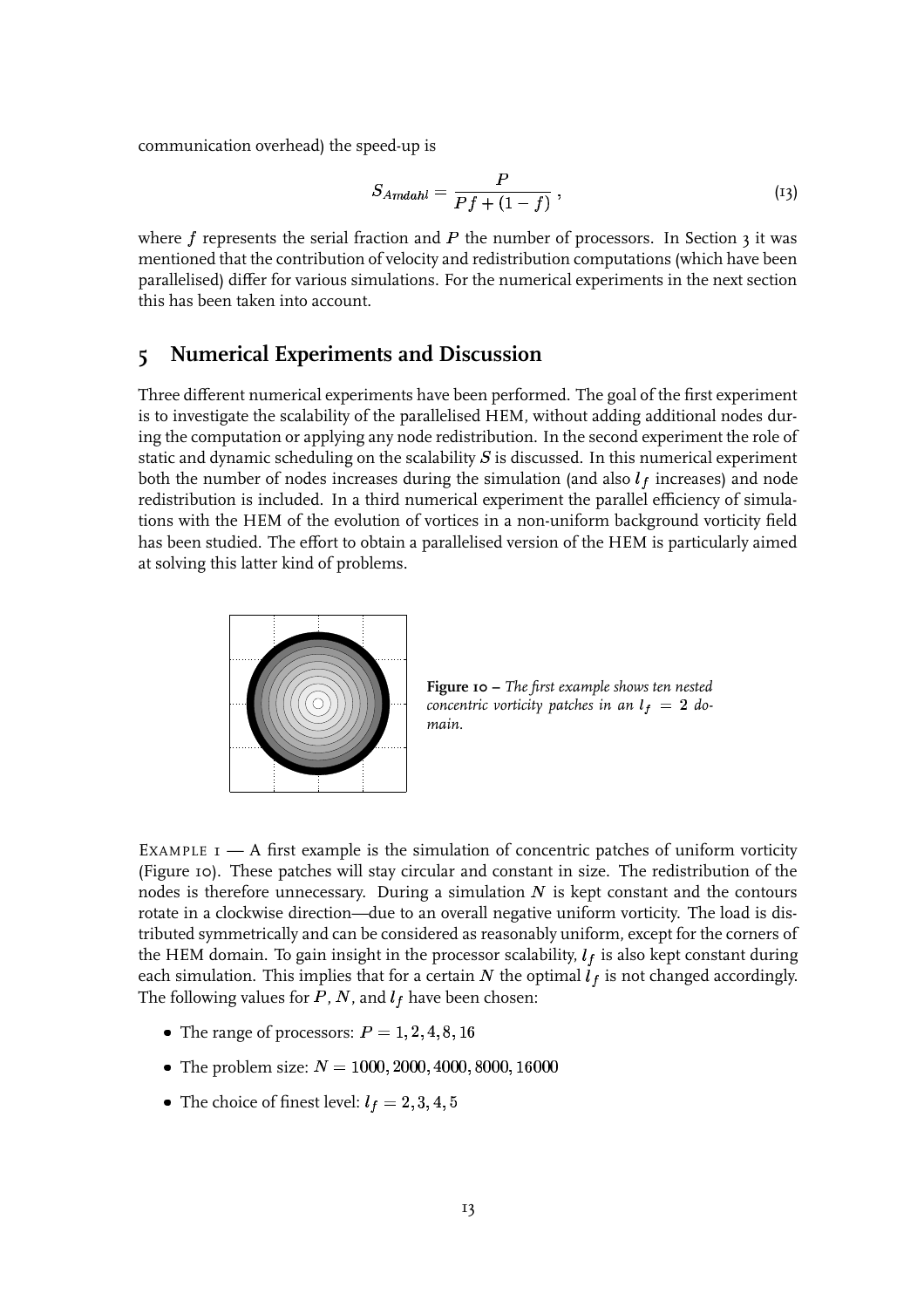communication overhead) the speed-up is

$$S_{Amdahl} = \frac{P}{Pf + (1 - f)} , \tag{13}$$

where $f$ represents the serial fraction and $P$ the number of processors. In Section 3 it was mentioned that the contribution of velocity and redistribution computations (which have been parallelised) differ for various simulations. For the numerical experiments in the next section this has been taken into account.

## 5 Numerical Experiments and Discussion

Three different numerical experiments have been performed. The goal of the first experiment is to investigate the scalability of the parallelised HEM, without adding additional nodes during the computation or applying any node redistribution. In the second experiment the role of static and dynamic scheduling on the scalability $S$ is discussed. In this numerical experiment both the number of nodes increases during the simulation (and also $l_f$ increases) and node redistribution is included. In a third numerical experiment the parallel efficiency of simulations with the HEM of the evolution of vortices in a non-uniform background vorticity field has been studied. The effort to obtain a parallelised version of the HEM is particularly aimed at solving this latter kind of problems.

**Figure 10 –** *The first example shows ten nested concentric vorticity patches in an $l_f = 2$ domain.*

EXAMPLE 1 — A first example is the simulation of concentric patches of uniform vorticity (Figure 10). These patches will stay circular and constant in size. The redistribution of the nodes is therefore unnecessary. During a simulation $N$ is kept constant and the contours rotate in a clockwise direction—due to an overall negative uniform vorticity. The load is distributed symmetrically and can be considered as reasonably uniform, except for the corners of the HEM domain. To gain insight in the processor scalability, $l_f$ is also kept constant during each simulation. This implies that for a certain $N$ the optimal $l_f$ is not changed accordingly. The following values for $P$, $N$, and $l_f$ have been chosen:

- The range of processors: $P = 1, 2, 4, 8, 16$
- The problem size: $N = 1000, 2000, 4000, 8000, 16000$
- The choice of finest level: $l_f = 2, 3, 4, 5$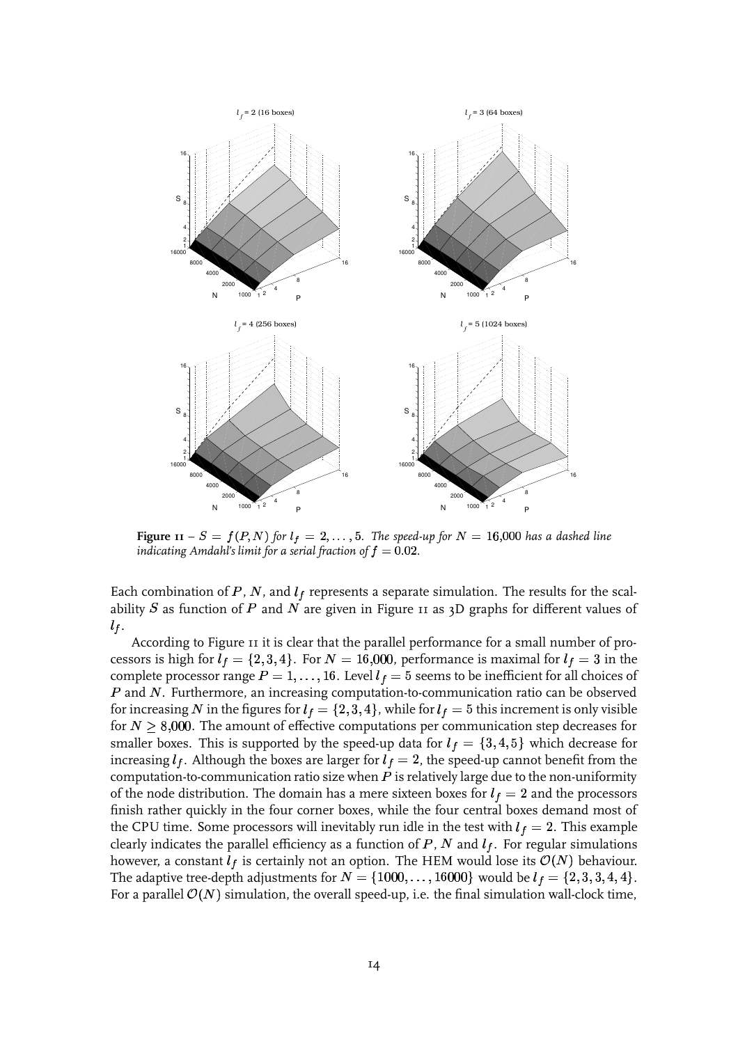**Figure 11** – $S = f(P, N)$ *for* $l_f = 2, \ldots, 5$. *The speed-up for* $N = 16{,}000$ *has a dashed line indicating Amdahl's limit for a serial fraction of* $f = 0.02$.

Each combination of $P$, $N$, and $l_f$ represents a separate simulation. The results for the scalability $S$ as function of $P$ and $N$ are given in Figure 11 as 3D graphs for different values of $l_f$.

According to Figure 11 it is clear that the parallel performance for a small number of processors is high for $l_f = \{2, 3, 4\}$. For $N = 16{,}000$, performance is maximal for $l_f = 3$ in the complete processor range $P = 1, \ldots, 16$. Level $l_f = 5$ seems to be inefficient for all choices of $P$ and $N$. Furthermore, an increasing computation-to-communication ratio can be observed for increasing $N$ in the figures for $l_f = \{2, 3, 4\}$, while for $l_f = 5$ this increment is only visible for $N \geq 8{,}000$. The amount of effective computations per communication step decreases for smaller boxes. This is supported by the speed-up data for $l_f = \{3, 4, 5\}$ which decrease for increasing $l_f$. Although the boxes are larger for $l_f = 2$, the speed-up cannot benefit from the computation-to-communication ratio size when $P$ is relatively large due to the non-uniformity of the node distribution. The domain has a mere sixteen boxes for $l_f = 2$ and the processors finish rather quickly in the four corner boxes, while the four central boxes demand most of the CPU time. Some processors will inevitably run idle in the test with $l_f = 2$. This example clearly indicates the parallel efficiency as a function of $P$, $N$ and $l_f$. For regular simulations however, a constant $l_f$ is certainly not an option. The HEM would lose its $\mathcal{O}(N)$ behaviour. The adaptive tree-depth adjustments for $N = \{1000, \ldots, 16000\}$ would be $l_f = \{2, 3, 3, 4, 4\}$. For a parallel $\mathcal{O}(N)$ simulation, the overall speed-up, i.e. the final simulation wall-clock time,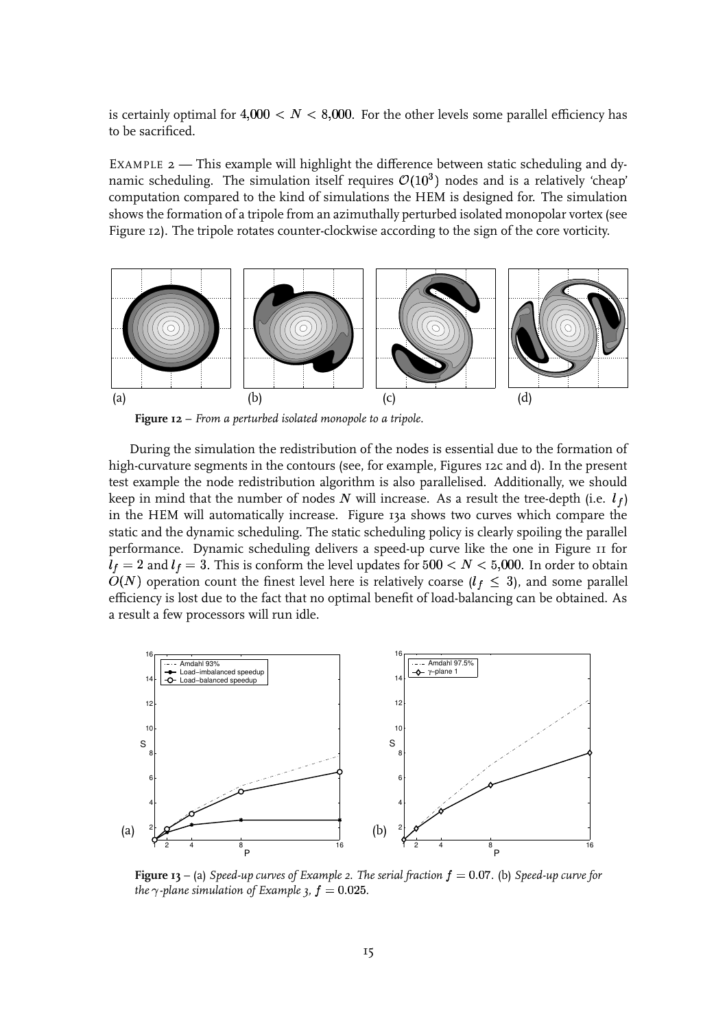is certainly optimal for $4{,}000 < N < 8{,}000$. For the other levels some parallel efficiency has to be sacrificed.

EXAMPLE 2 — This example will highlight the difference between static scheduling and dynamic scheduling. The simulation itself requires $\mathcal{O}(10^3)$ nodes and is a relatively 'cheap' computation compared to the kind of simulations the HEM is designed for. The simulation shows the formation of a tripole from an azimuthally perturbed isolated monopolar vortex (see Figure 12). The tripole rotates counter-clockwise according to the sign of the core vorticity.

**Figure 12** – *From a perturbed isolated monopole to a tripole.*

During the simulation the redistribution of the nodes is essential due to the formation of high-curvature segments in the contours (see, for example, Figures 12c and d). In the present test example the node redistribution algorithm is also parallelised. Additionally, we should keep in mind that the number of nodes $N$ will increase. As a result the tree-depth (i.e. $l_f$) in the HEM will automatically increase. Figure 13a shows two curves which compare the static and the dynamic scheduling. The static scheduling policy is clearly spoiling the parallel performance. Dynamic scheduling delivers a speed-up curve like the one in Figure 11 for $l_f = 2$ and $l_f = 3$. This is conform the level updates for $500 < N < 5{,}000$. In order to obtain $O(N)$ operation count the finest level here is relatively coarse ($l_f \leq 3$), and some parallel efficiency is lost due to the fact that no optimal benefit of load-balancing can be obtained. As a result a few processors will run idle.

**Figure 13** – (a) *Speed-up curves of Example 2. The serial fraction $f = 0.07$.* (b) *Speed-up curve for the $\gamma$-plane simulation of Example 3, $f = 0.025$.*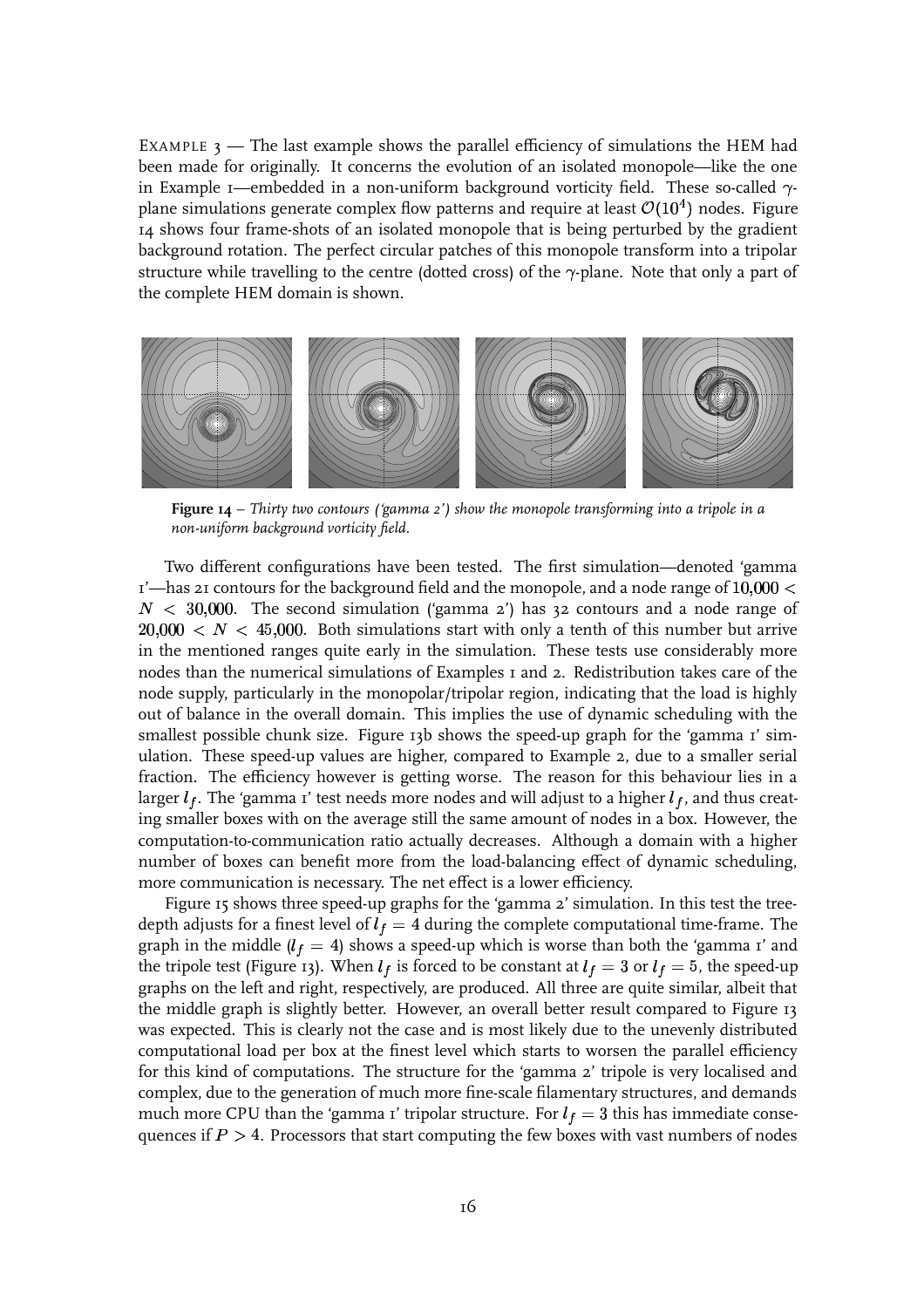EXAMPLE 3 — The last example shows the parallel efficiency of simulations the HEM had been made for originally. It concerns the evolution of an isolated monopole—like the one in Example 1—embedded in a non-uniform background vorticity field. These so-called $\gamma$-plane simulations generate complex flow patterns and require at least $\mathcal{O}(10^4)$ nodes. Figure 14 shows four frame-shots of an isolated monopole that is being perturbed by the gradient background rotation. The perfect circular patches of this monopole transform into a tripolar structure while travelling to the centre (dotted cross) of the $\gamma$-plane. Note that only a part of the complete HEM domain is shown.

**Figure 14** – *Thirty two contours ('gamma 2') show the monopole transforming into a tripole in a non-uniform background vorticity field.*

Two different configurations have been tested. The first simulation—denoted 'gamma 1'—has 21 contours for the background field and the monopole, and a node range of $10{,}000 < N < 30{,}000$. The second simulation ('gamma 2') has 32 contours and a node range of $20{,}000 < N < 45{,}000$. Both simulations start with only a tenth of this number but arrive in the mentioned ranges quite early in the simulation. These tests use considerably more nodes than the numerical simulations of Examples 1 and 2. Redistribution takes care of the node supply, particularly in the monopolar/tripolar region, indicating that the load is highly out of balance in the overall domain. This implies the use of dynamic scheduling with the smallest possible chunk size. Figure 13b shows the speed-up graph for the 'gamma 1' simulation. These speed-up values are higher, compared to Example 2, due to a smaller serial fraction. The efficiency however is getting worse. The reason for this behaviour lies in a larger $l_f$. The 'gamma 1' test needs more nodes and will adjust to a higher $l_f$, and thus creating smaller boxes with on the average still the same amount of nodes in a box. However, the computation-to-communication ratio actually decreases. Although a domain with a higher number of boxes can benefit more from the load-balancing effect of dynamic scheduling, more communication is necessary. The net effect is a lower efficiency.

Figure 15 shows three speed-up graphs for the 'gamma 2' simulation. In this test the tree-depth adjusts for a finest level of $l_f = 4$ during the complete computational time-frame. The graph in the middle ($l_f = 4$) shows a speed-up which is worse than both the 'gamma 1' and the tripole test (Figure 13). When $l_f$ is forced to be constant at $l_f = 3$ or $l_f = 5$, the speed-up graphs on the left and right, respectively, are produced. All three are quite similar, albeit that the middle graph is slightly better. However, an overall better result compared to Figure 13 was expected. This is clearly not the case and is most likely due to the unevenly distributed computational load per box at the finest level which starts to worsen the parallel efficiency for this kind of computations. The structure for the 'gamma 2' tripole is very localised and complex, due to the generation of much more fine-scale filamentary structures, and demands much more CPU than the 'gamma 1' tripolar structure. For $l_f = 3$ this has immediate consequences if $P > 4$. Processors that start computing the few boxes with vast numbers of nodes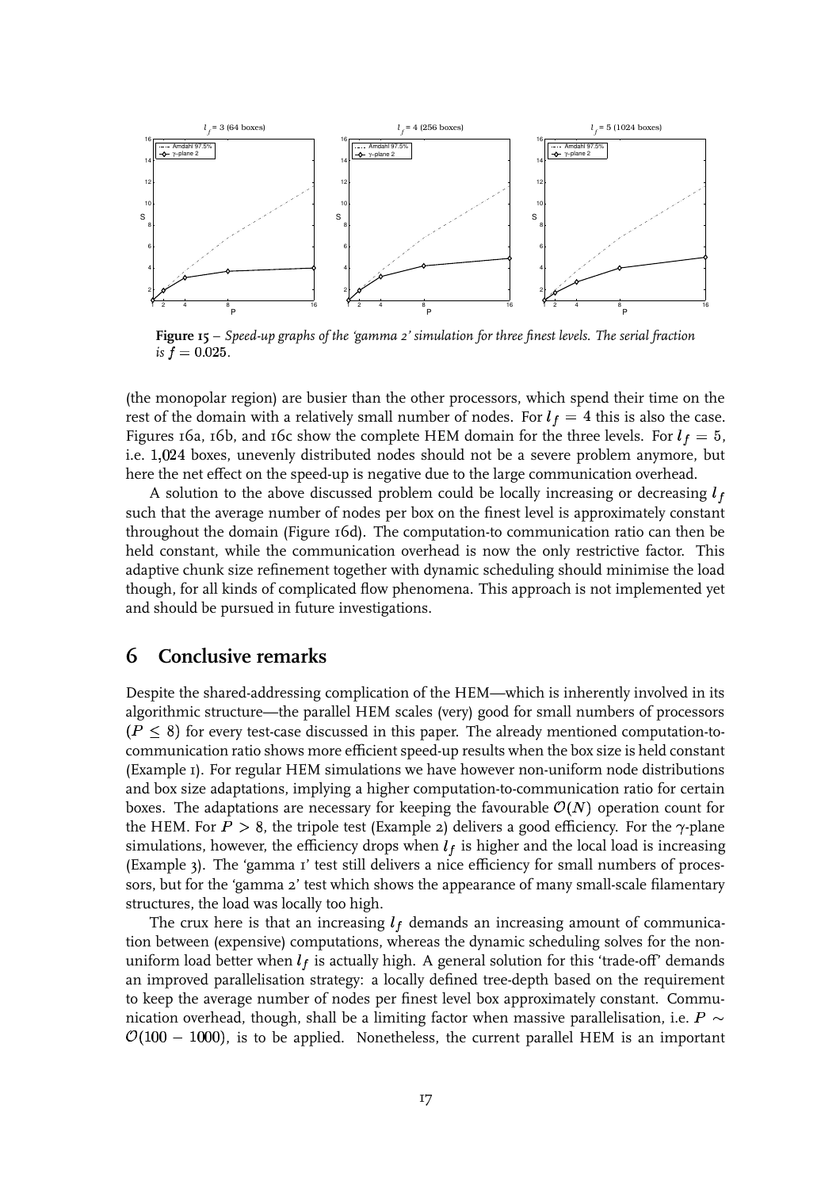**Figure 15** – *Speed-up graphs of the 'gamma 2' simulation for three finest levels. The serial fraction is* $f = 0.025$.

(the monopolar region) are busier than the other processors, which spend their time on the rest of the domain with a relatively small number of nodes. For $l_f = 4$ this is also the case. Figures 16a, 16b, and 16c show the complete HEM domain for the three levels. For $l_f = 5$, i.e. 1,024 boxes, unevenly distributed nodes should not be a severe problem anymore, but here the net effect on the speed-up is negative due to the large communication overhead.

A solution to the above discussed problem could be locally increasing or decreasing $l_f$ such that the average number of nodes per box on the finest level is approximately constant throughout the domain (Figure 16d). The computation-to communication ratio can then be held constant, while the communication overhead is now the only restrictive factor. This adaptive chunk size refinement together with dynamic scheduling should minimise the load though, for all kinds of complicated flow phenomena. This approach is not implemented yet and should be pursued in future investigations.

## 6 Conclusive remarks

Despite the shared-addressing complication of the HEM—which is inherently involved in its algorithmic structure—the parallel HEM scales (very) good for small numbers of processors ($P \leq 8$) for every test-case discussed in this paper. The already mentioned computation-to-communication ratio shows more efficient speed-up results when the box size is held constant (Example 1). For regular HEM simulations we have however non-uniform node distributions and box size adaptations, implying a higher computation-to-communication ratio for certain boxes. The adaptations are necessary for keeping the favourable $\mathcal{O}(N)$ operation count for the HEM. For $P > 8$, the tripole test (Example 2) delivers a good efficiency. For the $\gamma$-plane simulations, however, the efficiency drops when $l_f$ is higher and the local load is increasing (Example 3). The 'gamma 1' test still delivers a nice efficiency for small numbers of processors, but for the 'gamma 2' test which shows the appearance of many small-scale filamentary structures, the load was locally too high.

The crux here is that an increasing $l_f$ demands an increasing amount of communication between (expensive) computations, whereas the dynamic scheduling solves for the non-uniform load better when $l_f$ is actually high. A general solution for this 'trade-off' demands an improved parallelisation strategy: a locally defined tree-depth based on the requirement to keep the average number of nodes per finest level box approximately constant. Communication overhead, though, shall be a limiting factor when massive parallelisation, i.e. $P \sim \mathcal{O}(100 - 1000)$, is to be applied. Nonetheless, the current parallel HEM is an important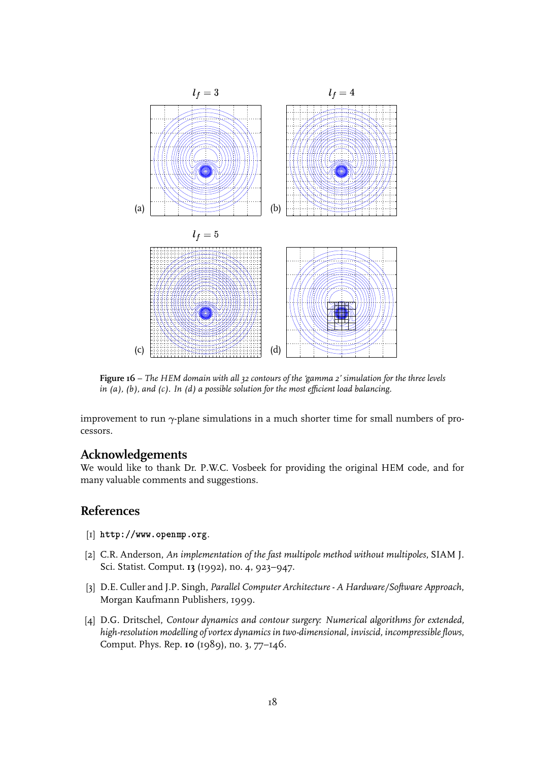**Figure 16** – *The HEM domain with all 32 contours of the 'gamma 2' simulation for the three levels in (a), (b), and (c). In (d) a possible solution for the most efficient load balancing.*

improvement to run $\gamma$-plane simulations in a much shorter time for small numbers of processors.

## Acknowledgements

We would like to thank Dr. P.W.C. Vosbeek for providing the original HEM code, and for many valuable comments and suggestions.

## References

[1] `http://www.openmp.org`.

[2] C.R. Anderson, *An implementation of the fast multipole method without multipoles*, SIAM J. Sci. Statist. Comput. **13** (1992), no. 4, 923–947.

[3] D.E. Culler and J.P. Singh, *Parallel Computer Architecture - A Hardware/Software Approach*, Morgan Kaufmann Publishers, 1999.

[4] D.G. Dritschel, *Contour dynamics and contour surgery: Numerical algorithms for extended, high-resolution modelling of vortex dynamics in two-dimensional, inviscid, incompressible flows*, Comput. Phys. Rep. **10** (1989), no. 3, 77–146.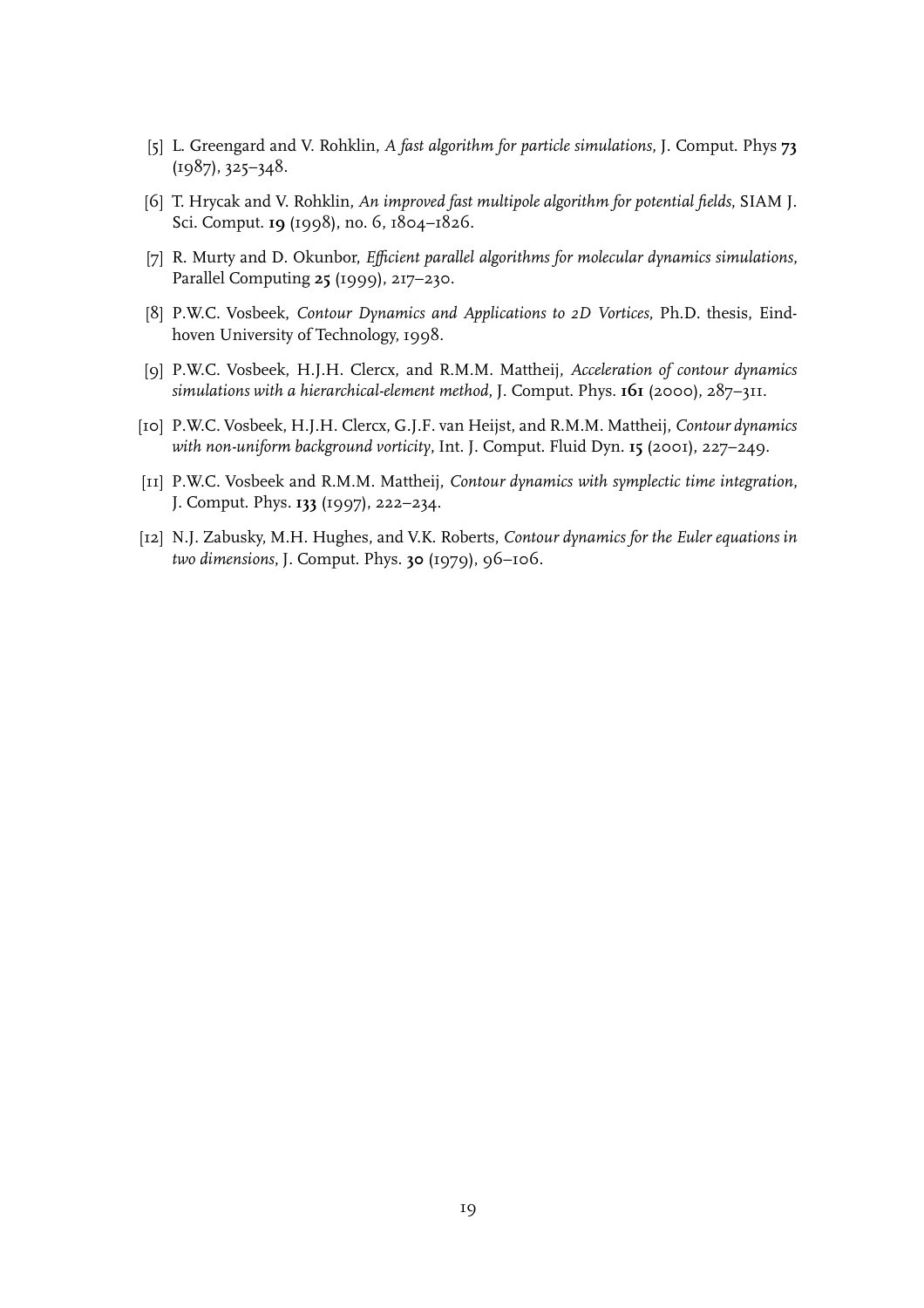[5] L. Greengard and V. Rohklin, *A fast algorithm for particle simulations*, J. Comput. Phys **73** (1987), 325–348.

[6] T. Hrycak and V. Rohklin, *An improved fast multipole algorithm for potential fields*, SIAM J. Sci. Comput. **19** (1998), no. 6, 1804–1826.

[7] R. Murty and D. Okunbor, *Efficient parallel algorithms for molecular dynamics simulations*, Parallel Computing **25** (1999), 217–230.

[8] P.W.C. Vosbeek, *Contour Dynamics and Applications to 2D Vortices*, Ph.D. thesis, Eindhoven University of Technology, 1998.

[9] P.W.C. Vosbeek, H.J.H. Clercx, and R.M.M. Mattheij, *Acceleration of contour dynamics simulations with a hierarchical-element method*, J. Comput. Phys. **161** (2000), 287–311.

[10] P.W.C. Vosbeek, H.J.H. Clercx, G.J.F. van Heijst, and R.M.M. Mattheij, *Contour dynamics with non-uniform background vorticity*, Int. J. Comput. Fluid Dyn. **15** (2001), 227–249.

[11] P.W.C. Vosbeek and R.M.M. Mattheij, *Contour dynamics with symplectic time integration*, J. Comput. Phys. **133** (1997), 222–234.

[12] N.J. Zabusky, M.H. Hughes, and V.K. Roberts, *Contour dynamics for the Euler equations in two dimensions*, J. Comput. Phys. **30** (1979), 96–106.